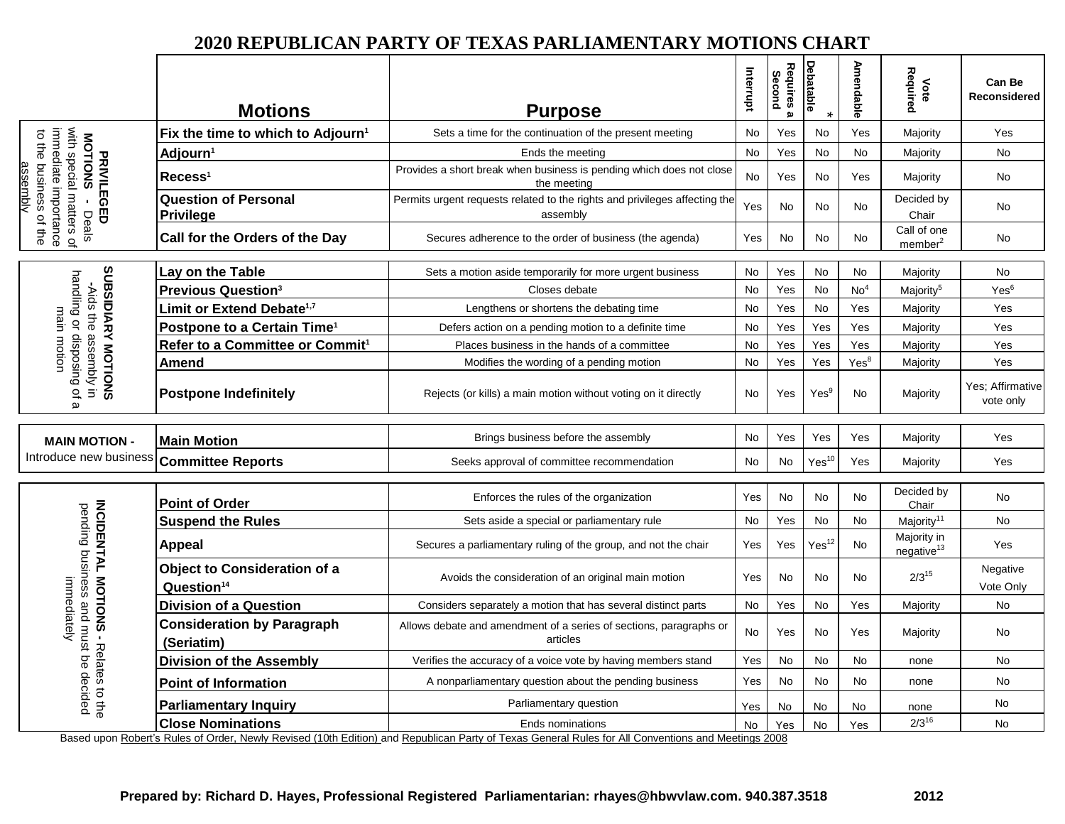# 2020 REPUBLICAN PARTY OF TEXAS PARLIAMENTARY MOTIONS CHART

| Category | Motions | Purpose | Interrupt | Requires a Second | Debatable * | Amendable | Vote Required | Can Be Reconsidered |
|---|---|---|---|---|---|---|---|---|
| **PRIVILEGED MOTIONS** - Deals with special matters of immediate importance to the business of the assembly | **Fix the time to which to Adjourn**[1] | Sets a time for the continuation of the present meeting | No | Yes | No | Yes | Majority | Yes |
| | **Adjourn**[1] | Ends the meeting | No | Yes | No | No | Majority | No |
| | **Recess**[1] | Provides a short break when business is pending which does not close the meeting | No | Yes | No | Yes | Majority | No |
| | **Question of Personal Privilege** | Permits urgent requests related to the rights and privileges affecting the assembly | Yes | No | No | No | Decided by Chair | No |
| | **Call for the Orders of the Day** | Secures adherence to the order of business (the agenda) | Yes | No | No | No | Call of one member[2] | No |
| **SUBSIDIARY MOTIONS** -Aids the assembly in handling or disposing of a main motion | **Lay on the Table** | Sets a motion aside temporarily for more urgent business | No | Yes | No | No | Majority | No |
| | **Previous Question**[3] | Closes debate | No | Yes | No | No[4] | Majority[5] | Yes[6] |
| | **Limit or Extend Debate**[1,7] | Lengthens or shortens the debating time | No | Yes | No | Yes | Majority | Yes |
| | **Postpone to a Certain Time**[1] | Defers action on a pending motion to a definite time | No | Yes | Yes | Yes | Majority | Yes |
| | **Refer to a Committee or Commit**[1] | Places business in the hands of a committee | No | Yes | Yes | Yes | Majority | Yes |
| | **Amend** | Modifies the wording of a pending motion | No | Yes | Yes | Yes[8] | Majority | Yes |
| | **Postpone Indefinitely** | Rejects (or kills) a main motion without voting on it directly | No | Yes | Yes[9] | No | Majority | Yes; Affirmative vote only |
| **MAIN MOTION** - Introduce new business | **Main Motion** | Brings business before the assembly | No | Yes | Yes | Yes | Majority | Yes |
| | **Committee Reports** | Seeks approval of committee recommendation | No | No | Yes[10] | Yes | Majority | Yes |
| **INCIDENTAL MOTIONS** - Relates to the pending business and must be decided immediately | **Point of Order** | Enforces the rules of the organization | Yes | No | No | No | Decided by Chair | No |
| | **Suspend the Rules** | Sets aside a special or parliamentary rule | No | Yes | No | No | Majority[11] | No |
| | **Appeal** | Secures a parliamentary ruling of the group, and not the chair | Yes | Yes | Yes[12] | No | Majority in negative[13] | Yes |
| | **Object to Consideration of a Question**[14] | Avoids the consideration of an original main motion | Yes | No | No | No | 2/3[15] | Negative Vote Only |
| | **Division of a Question** | Considers separately a motion that has several distinct parts | No | Yes | No | Yes | Majority | No |
| | **Consideration by Paragraph (Seriatim)** | Allows debate and amendment of a series of sections, paragraphs or articles | No | Yes | No | Yes | Majority | No |
| | **Division of the Assembly** | Verifies the accuracy of a voice vote by having members stand | Yes | No | No | No | none | No |
| | **Point of Information** | A nonparliamentary question about the pending business | Yes | No | No | No | none | No |
| | **Parliamentary Inquiry** | Parliamentary question | Yes | No | No | No | none | No |
| | **Close Nominations** | Ends nominations | No | Yes | No | Yes | 2/3[16] | No |

Based upon Robert's Rules of Order, Newly Revised (10th Edition) and Republican Party of Texas General Rules for All Conventions and Meetings 2008

**Prepared by: Richard D. Hayes, Professional Registered Parliamentarian: rhayes@hbwvlaw.com. 940.387.3518 2012**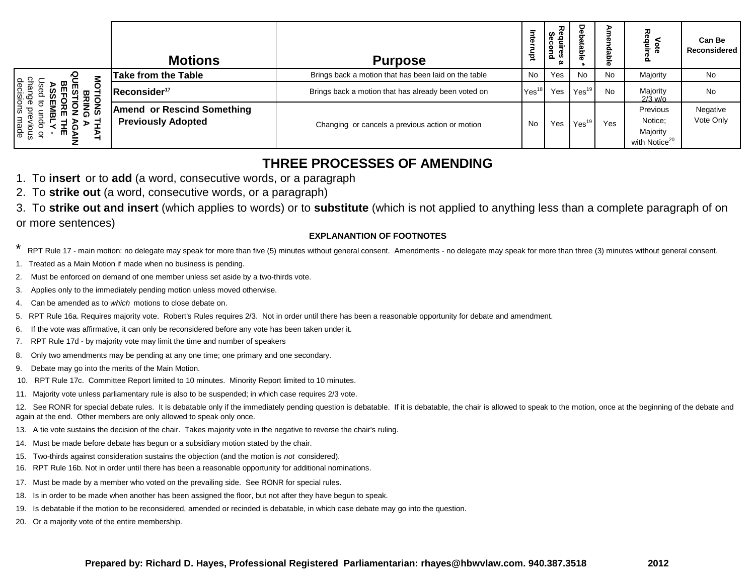| | Motions | Purpose | Interrupt | Requires a Second | Debatable * | Amendable | Vote Required | Can Be Reconsidered |
|---|---|---|---|---|---|---|---|---|
| **MOTIONS THAT BRING A QUESTION AGAIN BEFORE THE ASSEMBLY -** Used to undo or change previous decisions made | **Take from the Table** | Brings back a motion that has been laid on the table | No | Yes | No | No | Majority | No |
| | **Reconsider**[17] | Brings back a motion that has already been voted on | Yes[18] | Yes | Yes[19] | No | Majority 2/3 w/o | No |
| | **Amend or Rescind Something Previously Adopted** | Changing or cancels a previous action or motion | No | Yes | Yes[19] | Yes | Previous Notice; Majority with Notice[20] | Negative Vote Only |

## THREE PROCESSES OF AMENDING

1. To **insert** or to **add** (a word, consecutive words, or a paragraph
2. To **strike out** (a word, consecutive words, or a paragraph)
3. To **strike out and insert** (which applies to words) or to **substitute** (which is not applied to anything less than a complete paragraph of on or more sentences)

### EXPLANANTION OF FOOTNOTES

\* RPT Rule 17 - main motion: no delegate may speak for more than five (5) minutes without general consent. Amendments - no delegate may speak for more than three (3) minutes without general consent.

1. Treated as a Main Motion if made when no business is pending.
2. Must be enforced on demand of one member unless set aside by a two-thirds vote.
3. Applies only to the immediately pending motion unless moved otherwise.
4. Can be amended as to *which* motions to close debate on.
5. RPT Rule 16a. Requires majority vote. Robert's Rules requires 2/3. Not in order until there has been a reasonable opportunity for debate and amendment.
6. If the vote was affirmative, it can only be reconsidered before any vote has been taken under it.
7. RPT Rule 17d - by majority vote may limit the time and number of speakers
8. Only two amendments may be pending at any one time; one primary and one secondary.
9. Debate may go into the merits of the Main Motion.
10. RPT Rule 17c. Committee Report limited to 10 minutes. Minority Report limited to 10 minutes.
11. Majority vote unless parliamentary rule is also to be suspended; in which case requires 2/3 vote.
12. See RONR for special debate rules. It is debatable only if the immediately pending question is debatable. If it is debatable, the chair is allowed to speak to the motion, once at the beginning of the debate and again at the end. Other members are only allowed to speak only once.
13. A tie vote sustains the decision of the chair. Takes majority vote in the negative to reverse the chair's ruling.
14. Must be made before debate has begun or a subsidiary motion stated by the chair.
15. Two-thirds against consideration sustains the objection (and the motion is *not* considered).
16. RPT Rule 16b. Not in order until there has been a reasonable opportunity for additional nominations.
17. Must be made by a member who voted on the prevailing side. See RONR for special rules.
18. Is in order to be made when another has been assigned the floor, but not after they have begun to speak.
19. Is debatable if the motion to be reconsidered, amended or recinded is debatable, in which case debate may go into the question.
20. Or a majority vote of the entire membership.

**Prepared by: Richard D. Hayes, Professional Registered Parliamentarian: rhayes@hbwvlaw.com. 940.387.3518 2012**